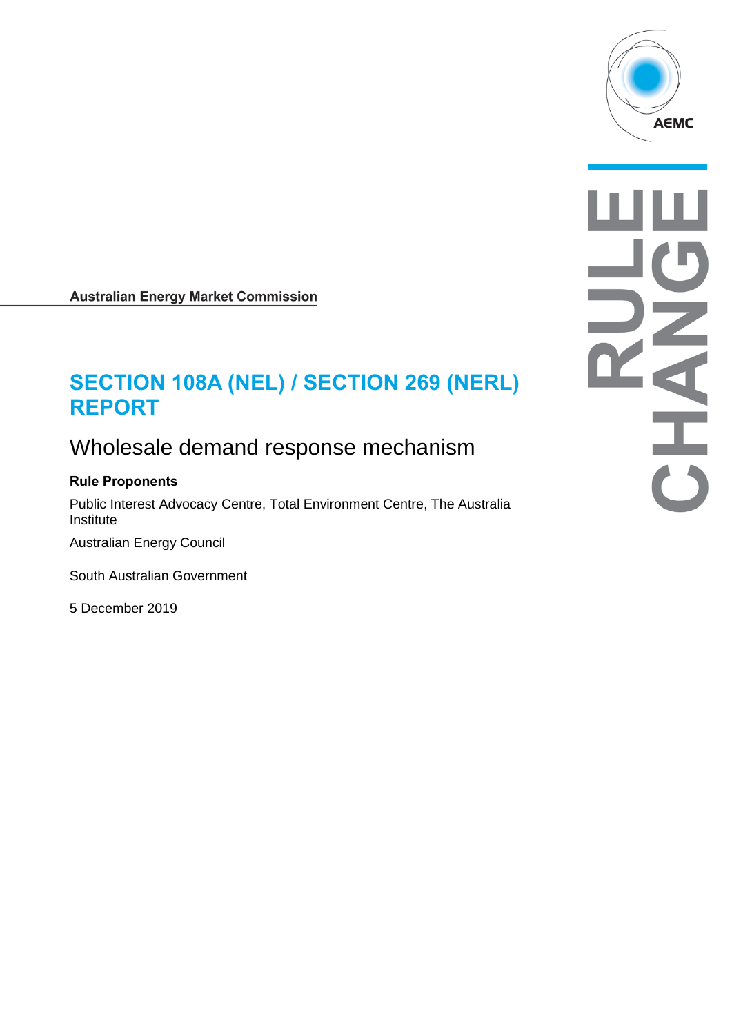Australian Energy Market Commission

# SECTION 108A (NEL) / SECTION 269 (NERL) REPORT

## Wholesale demand response mechanism

**Rule Proponents**

Public Interest Advocacy Centre, Total Environment Centre, The Australia Institute

Australian Energy Council

South Australian Government

5 December 2019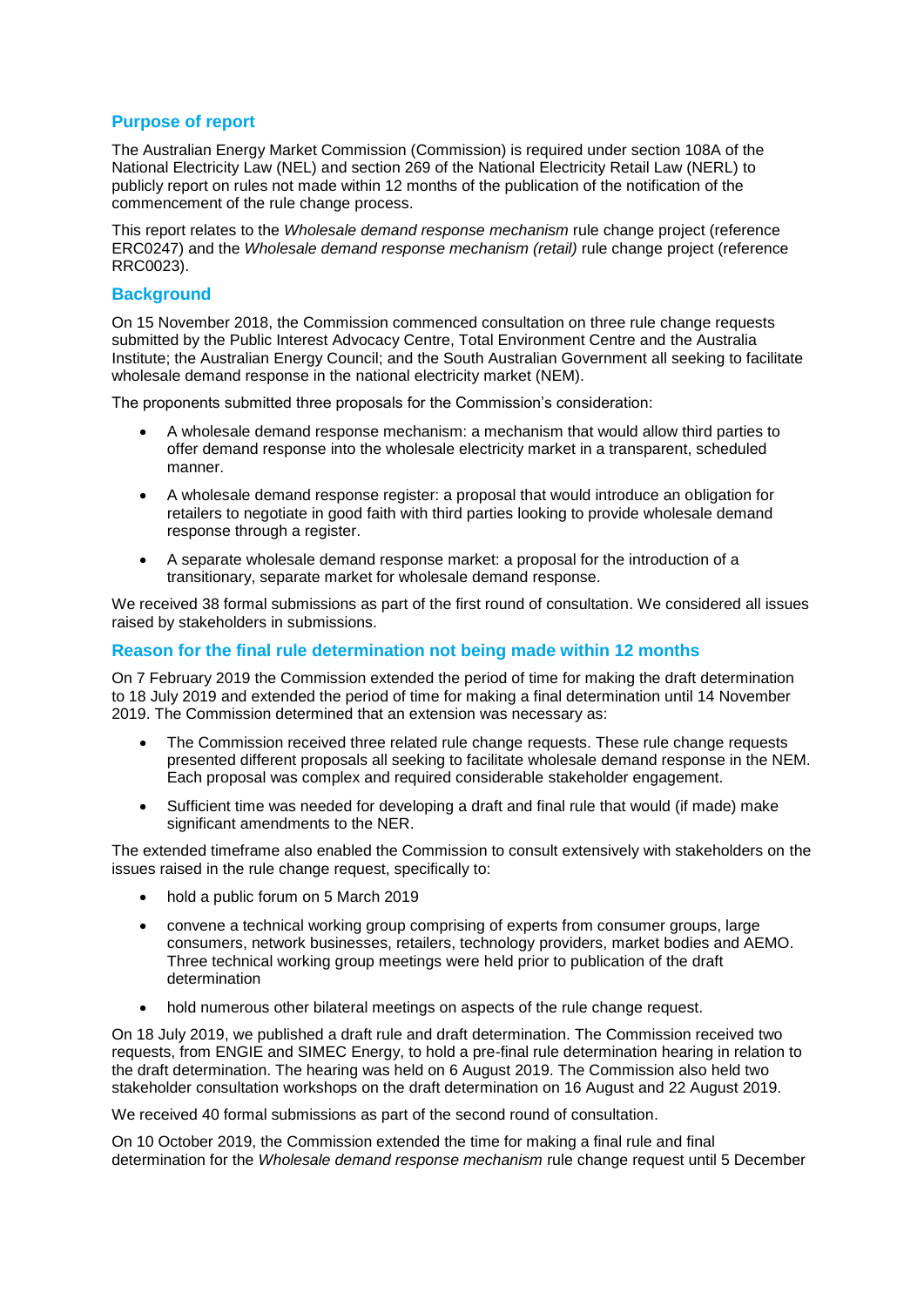## Purpose of report

The Australian Energy Market Commission (Commission) is required under section 108A of the National Electricity Law (NEL) and section 269 of the National Electricity Retail Law (NERL) to publicly report on rules not made within 12 months of the publication of the notification of the commencement of the rule change process.

This report relates to the *Wholesale demand response mechanism* rule change project (reference ERC0247) and the *Wholesale demand response mechanism (retail)* rule change project (reference RRC0023).

## Background

On 15 November 2018, the Commission commenced consultation on three rule change requests submitted by the Public Interest Advocacy Centre, Total Environment Centre and the Australia Institute; the Australian Energy Council; and the South Australian Government all seeking to facilitate wholesale demand response in the national electricity market (NEM).

The proponents submitted three proposals for the Commission's consideration:

- A wholesale demand response mechanism: a mechanism that would allow third parties to offer demand response into the wholesale electricity market in a transparent, scheduled manner.
- A wholesale demand response register: a proposal that would introduce an obligation for retailers to negotiate in good faith with third parties looking to provide wholesale demand response through a register.
- A separate wholesale demand response market: a proposal for the introduction of a transitionary, separate market for wholesale demand response.

We received 38 formal submissions as part of the first round of consultation. We considered all issues raised by stakeholders in submissions.

## Reason for the final rule determination not being made within 12 months

On 7 February 2019 the Commission extended the period of time for making the draft determination to 18 July 2019 and extended the period of time for making a final determination until 14 November 2019. The Commission determined that an extension was necessary as:

- The Commission received three related rule change requests. These rule change requests presented different proposals all seeking to facilitate wholesale demand response in the NEM. Each proposal was complex and required considerable stakeholder engagement.
- Sufficient time was needed for developing a draft and final rule that would (if made) make significant amendments to the NER.

The extended timeframe also enabled the Commission to consult extensively with stakeholders on the issues raised in the rule change request, specifically to:

- hold a public forum on 5 March 2019
- convene a technical working group comprising of experts from consumer groups, large consumers, network businesses, retailers, technology providers, market bodies and AEMO. Three technical working group meetings were held prior to publication of the draft determination
- hold numerous other bilateral meetings on aspects of the rule change request.

On 18 July 2019, we published a draft rule and draft determination. The Commission received two requests, from ENGIE and SIMEC Energy, to hold a pre-final rule determination hearing in relation to the draft determination. The hearing was held on 6 August 2019. The Commission also held two stakeholder consultation workshops on the draft determination on 16 August and 22 August 2019.

We received 40 formal submissions as part of the second round of consultation.

On 10 October 2019, the Commission extended the time for making a final rule and final determination for the *Wholesale demand response mechanism* rule change request until 5 December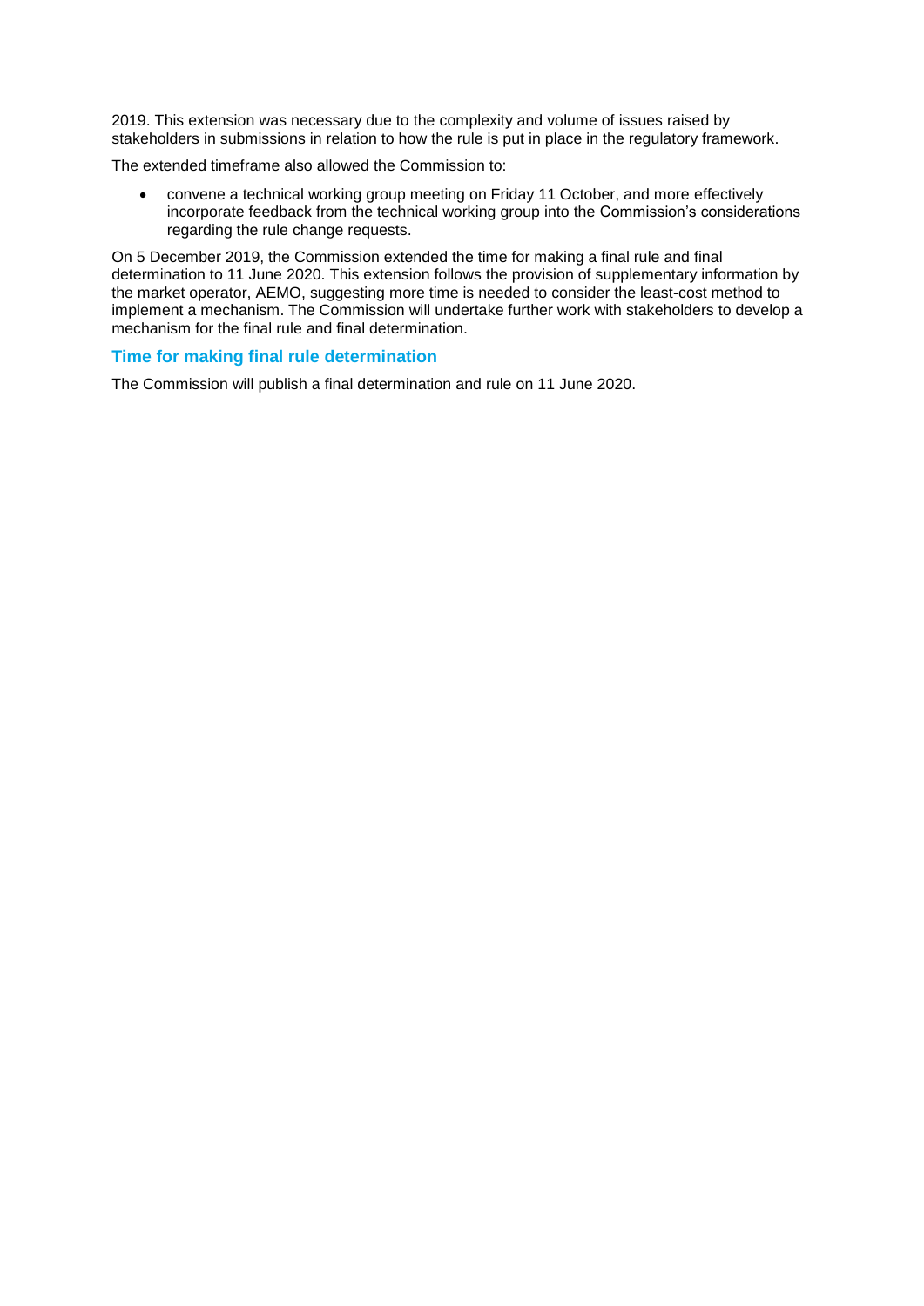2019. This extension was necessary due to the complexity and volume of issues raised by stakeholders in submissions in relation to how the rule is put in place in the regulatory framework.

The extended timeframe also allowed the Commission to:

- convene a technical working group meeting on Friday 11 October, and more effectively incorporate feedback from the technical working group into the Commission's considerations regarding the rule change requests.

On 5 December 2019, the Commission extended the time for making a final rule and final determination to 11 June 2020. This extension follows the provision of supplementary information by the market operator, AEMO, suggesting more time is needed to consider the least-cost method to implement a mechanism. The Commission will undertake further work with stakeholders to develop a mechanism for the final rule and final determination.

### Time for making final rule determination

The Commission will publish a final determination and rule on 11 June 2020.